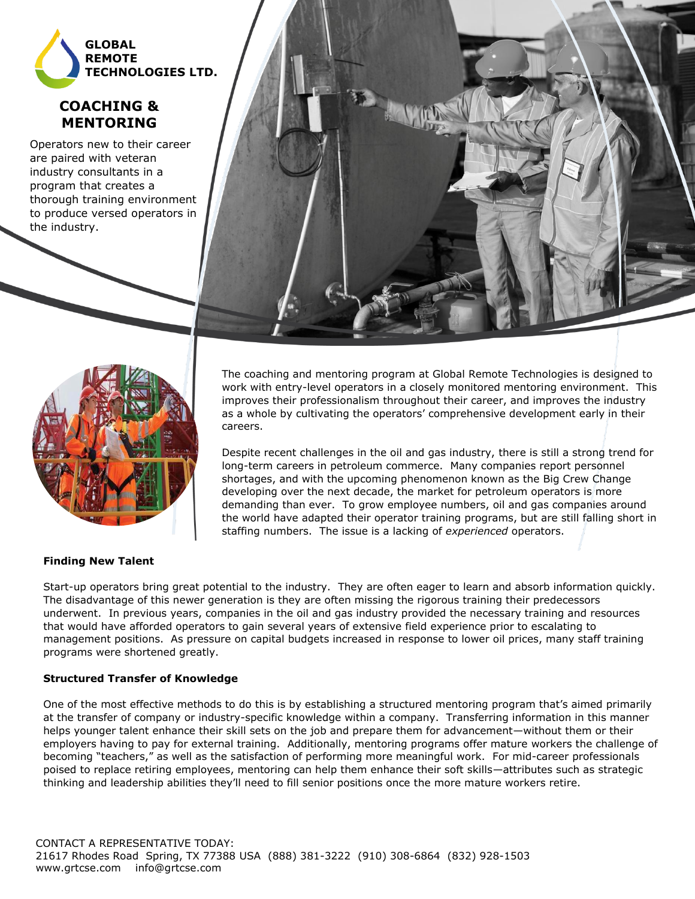GLOBAL REMOTE TECHNOLOGIES LTD.

# COACHING & MENTORING

Operators new to their career are paired with veteran industry consultants in a program that creates a thorough training environment to produce versed operators in the industry.

The coaching and mentoring program at Global Remote Technologies is designed to work with entry-level operators in a closely monitored mentoring environment. This improves their professionalism throughout their career, and improves the industry as a whole by cultivating the operators' comprehensive development early in their careers.

Despite recent challenges in the oil and gas industry, there is still a strong trend for long-term careers in petroleum commerce. Many companies report personnel shortages, and with the upcoming phenomenon known as the Big Crew Change developing over the next decade, the market for petroleum operators is more demanding than ever. To grow employee numbers, oil and gas companies around the world have adapted their operator training programs, but are still falling short in staffing numbers. The issue is a lacking of *experienced* operators.

**Finding New Talent**

Start-up operators bring great potential to the industry. They are often eager to learn and absorb information quickly. The disadvantage of this newer generation is they are often missing the rigorous training their predecessors underwent. In previous years, companies in the oil and gas industry provided the necessary training and resources that would have afforded operators to gain several years of extensive field experience prior to escalating to management positions. As pressure on capital budgets increased in response to lower oil prices, many staff training programs were shortened greatly.

**Structured Transfer of Knowledge**

One of the most effective methods to do this is by establishing a structured mentoring program that's aimed primarily at the transfer of company or industry-specific knowledge within a company. Transferring information in this manner helps younger talent enhance their skill sets on the job and prepare them for advancement—without them or their employers having to pay for external training. Additionally, mentoring programs offer mature workers the challenge of becoming "teachers," as well as the satisfaction of performing more meaningful work. For mid-career professionals poised to replace retiring employees, mentoring can help them enhance their soft skills—attributes such as strategic thinking and leadership abilities they'll need to fill senior positions once the more mature workers retire.

CONTACT A REPRESENTATIVE TODAY:
21617 Rhodes Road Spring, TX 77388 USA (888) 381-3222 (910) 308-6864 (832) 928-1503
www.grtcse.com info@grtcse.com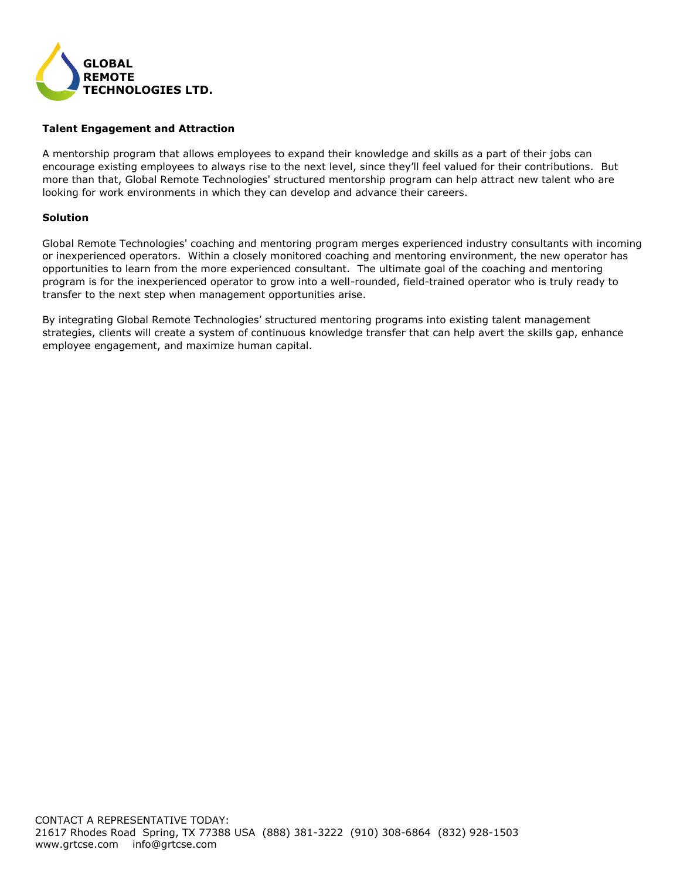**GLOBAL REMOTE TECHNOLOGIES LTD.**

**Talent Engagement and Attraction**

A mentorship program that allows employees to expand their knowledge and skills as a part of their jobs can encourage existing employees to always rise to the next level, since they'll feel valued for their contributions. But more than that, Global Remote Technologies' structured mentorship program can help attract new talent who are looking for work environments in which they can develop and advance their careers.

**Solution**

Global Remote Technologies' coaching and mentoring program merges experienced industry consultants with incoming or inexperienced operators. Within a closely monitored coaching and mentoring environment, the new operator has opportunities to learn from the more experienced consultant. The ultimate goal of the coaching and mentoring program is for the inexperienced operator to grow into a well-rounded, field-trained operator who is truly ready to transfer to the next step when management opportunities arise.

By integrating Global Remote Technologies' structured mentoring programs into existing talent management strategies, clients will create a system of continuous knowledge transfer that can help avert the skills gap, enhance employee engagement, and maximize human capital.

CONTACT A REPRESENTATIVE TODAY:
21617 Rhodes Road Spring, TX 77388 USA (888) 381-3222 (910) 308-6864 (832) 928-1503
www.grtcse.com info@grtcse.com